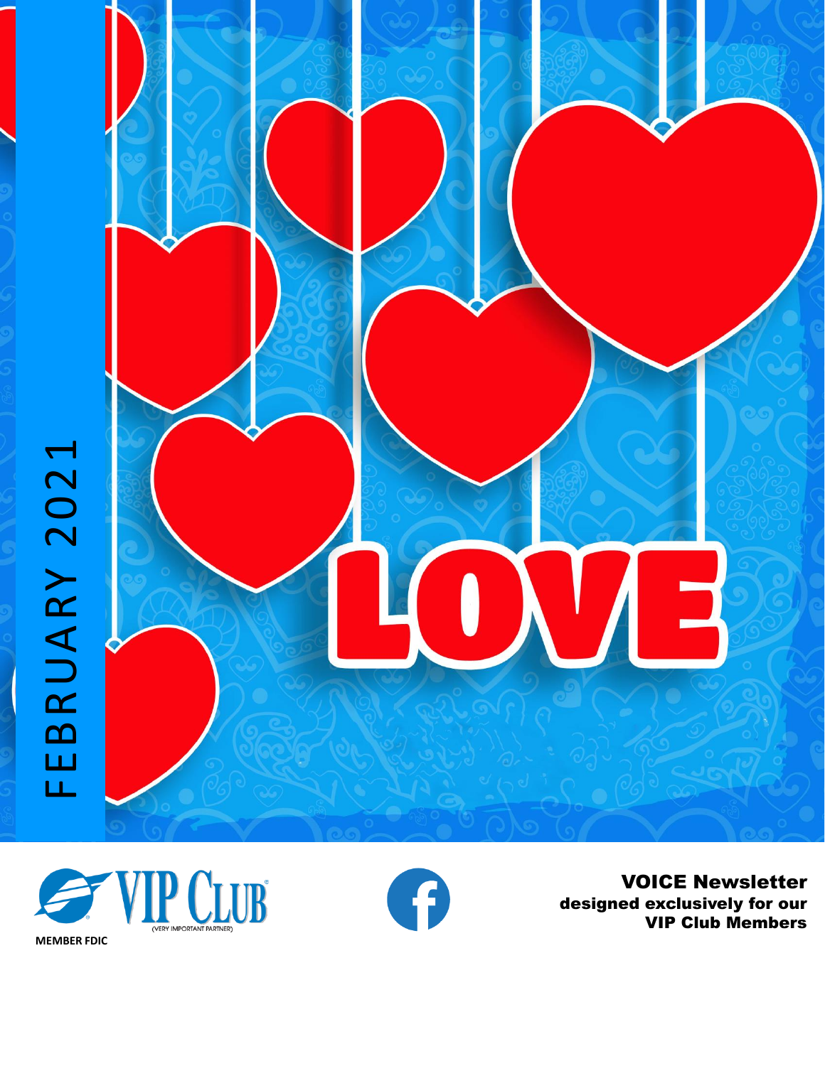FEBRUARY 2021

LOVE

VIP CLUB®
(VERY IMPORTANT PARTNER)

MEMBER FDIC

**VOICE Newsletter**
**designed exclusively for our VIP Club Members**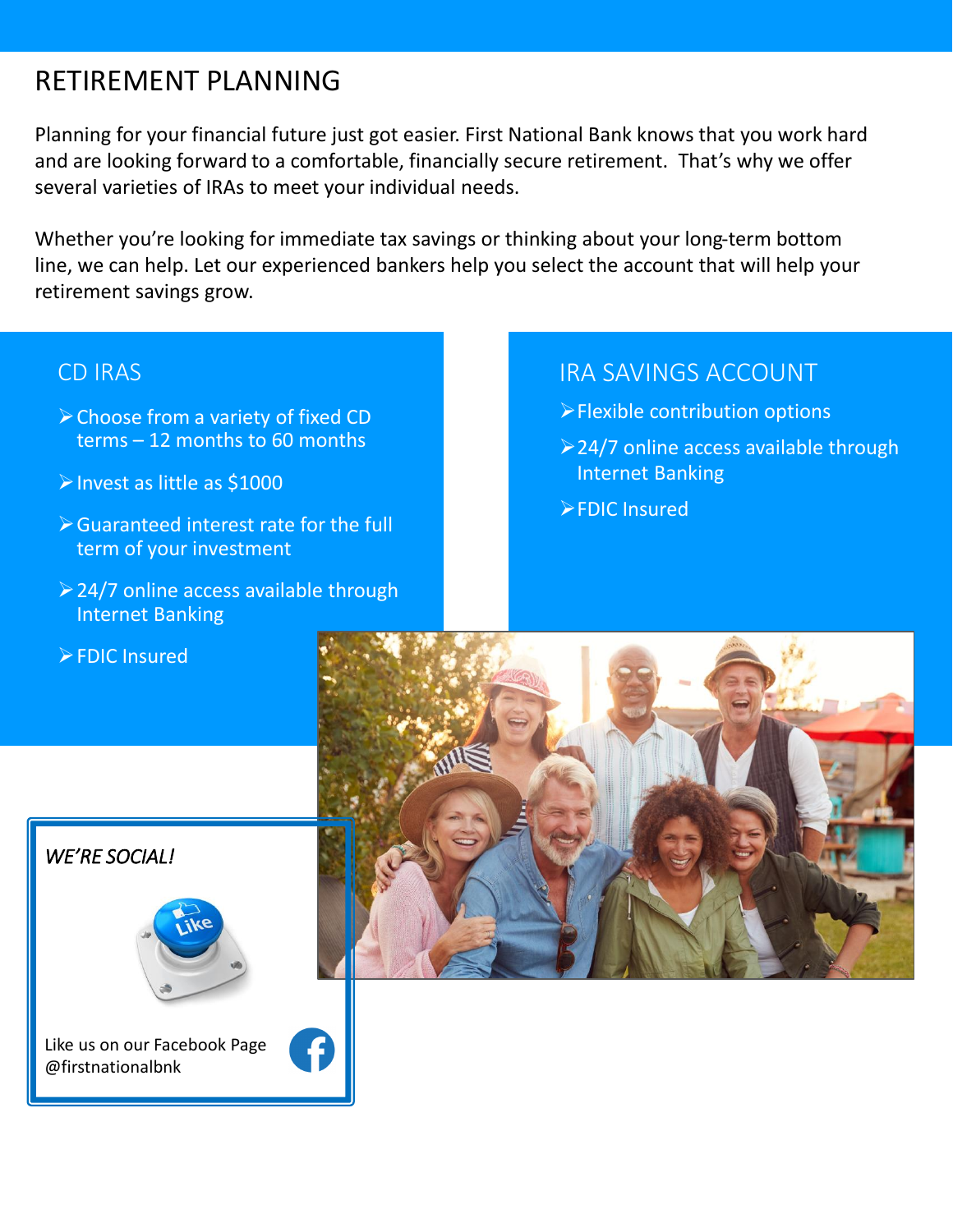# RETIREMENT PLANNING

Planning for your financial future just got easier. First National Bank knows that you work hard and are looking forward to a comfortable, financially secure retirement. That's why we offer several varieties of IRAs to meet your individual needs.

Whether you're looking for immediate tax savings or thinking about your long-term bottom line, we can help. Let our experienced bankers help you select the account that will help your retirement savings grow.

## CD IRAS

- Choose from a variety of fixed CD terms – 12 months to 60 months
- Invest as little as $1000
- Guaranteed interest rate for the full term of your investment
- 24/7 online access available through Internet Banking
- FDIC Insured

## IRA SAVINGS ACCOUNT

- Flexible contribution options
- 24/7 online access available through Internet Banking
- FDIC Insured

*WE'RE SOCIAL!*

Like us on our Facebook Page @firstnationalbnk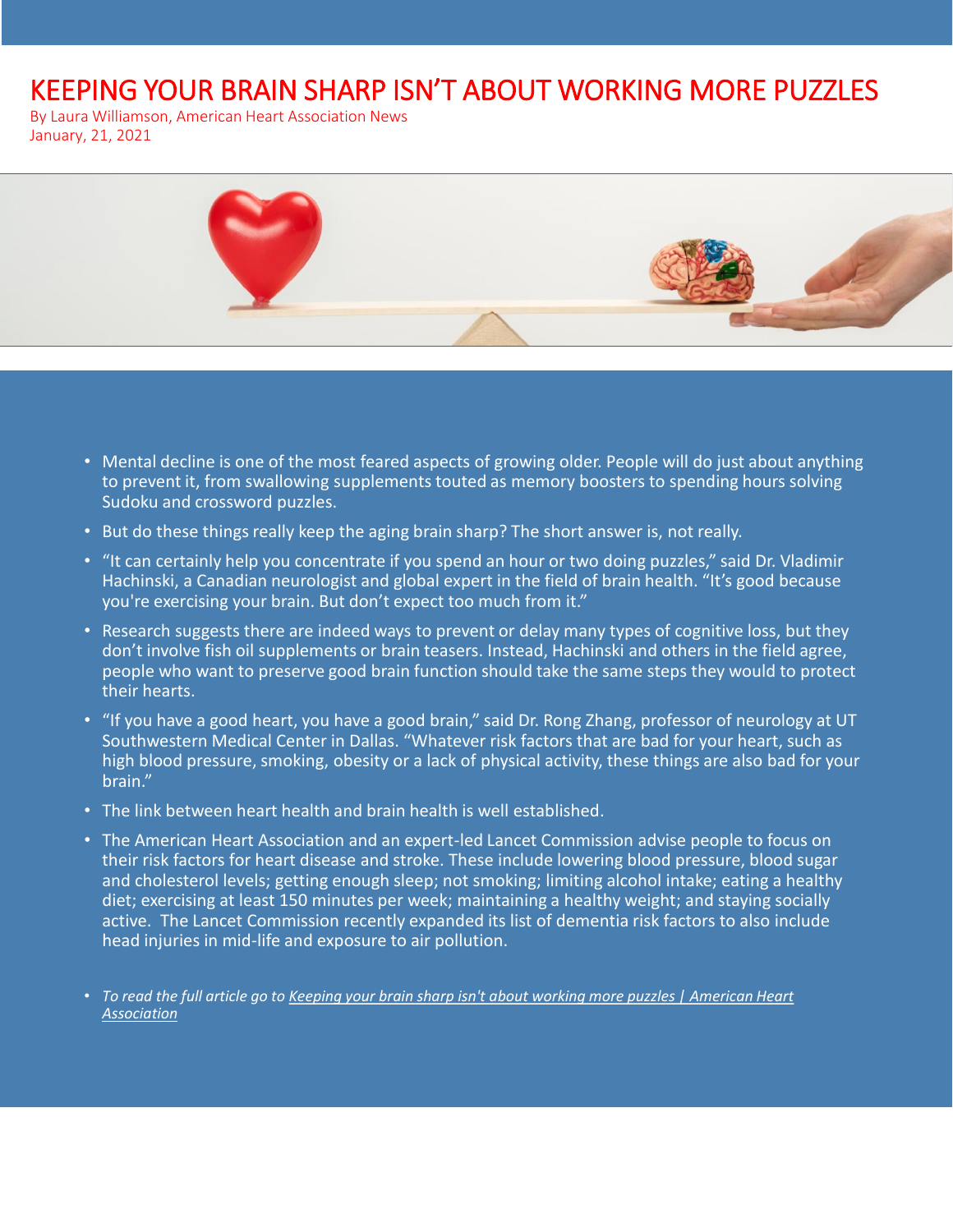# KEEPING YOUR BRAIN SHARP ISN'T ABOUT WORKING MORE PUZZLES

By Laura Williamson, American Heart Association News
January, 21, 2021

- Mental decline is one of the most feared aspects of growing older. People will do just about anything to prevent it, from swallowing supplements touted as memory boosters to spending hours solving Sudoku and crossword puzzles.
- But do these things really keep the aging brain sharp? The short answer is, not really.
- "It can certainly help you concentrate if you spend an hour or two doing puzzles," said Dr. Vladimir Hachinski, a Canadian neurologist and global expert in the field of brain health. "It's good because you're exercising your brain. But don't expect too much from it."
- Research suggests there are indeed ways to prevent or delay many types of cognitive loss, but they don't involve fish oil supplements or brain teasers. Instead, Hachinski and others in the field agree, people who want to preserve good brain function should take the same steps they would to protect their hearts.
- "If you have a good heart, you have a good brain," said Dr. Rong Zhang, professor of neurology at UT Southwestern Medical Center in Dallas. "Whatever risk factors that are bad for your heart, such as high blood pressure, smoking, obesity or a lack of physical activity, these things are also bad for your brain."
- The link between heart health and brain health is well established.
- The American Heart Association and an expert-led Lancet Commission advise people to focus on their risk factors for heart disease and stroke. These include lowering blood pressure, blood sugar and cholesterol levels; getting enough sleep; not smoking; limiting alcohol intake; eating a healthy diet; exercising at least 150 minutes per week; maintaining a healthy weight; and staying socially active. The Lancet Commission recently expanded its list of dementia risk factors to also include head injuries in mid-life and exposure to air pollution.
- *To read the full article go to Keeping your brain sharp isn't about working more puzzles | American Heart Association*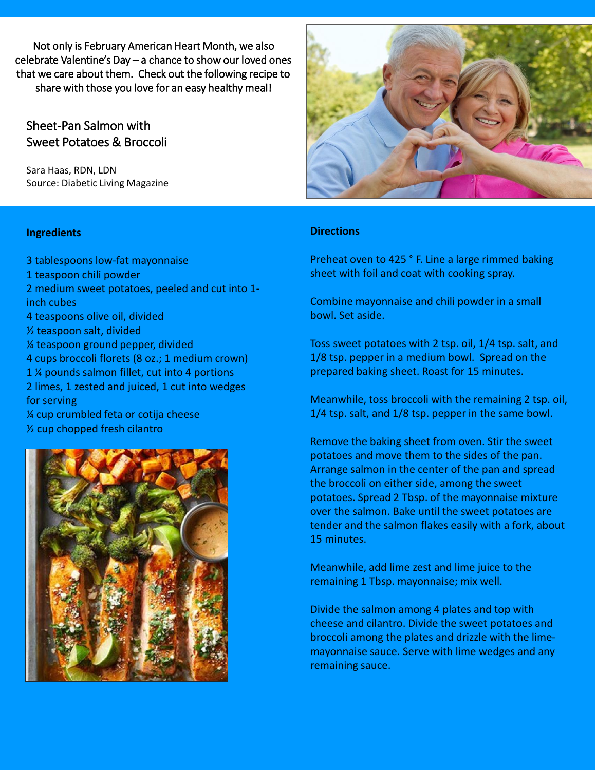Not only is February American Heart Month, we also celebrate Valentine's Day – a chance to show our loved ones that we care about them. Check out the following recipe to share with those you love for an easy healthy meal!

## Sheet-Pan Salmon with Sweet Potatoes & Broccoli

Sara Haas, RDN, LDN
Source: Diabetic Living Magazine

### Ingredients

3 tablespoons low-fat mayonnaise
1 teaspoon chili powder
2 medium sweet potatoes, peeled and cut into 1-inch cubes
4 teaspoons olive oil, divided
½ teaspoon salt, divided
¼ teaspoon ground pepper, divided
4 cups broccoli florets (8 oz.; 1 medium crown)
1 ¼ pounds salmon fillet, cut into 4 portions
2 limes, 1 zested and juiced, 1 cut into wedges for serving
¼ cup crumbled feta or cotija cheese
½ cup chopped fresh cilantro

### Directions

Preheat oven to 425 ° F. Line a large rimmed baking sheet with foil and coat with cooking spray.

Combine mayonnaise and chili powder in a small bowl. Set aside.

Toss sweet potatoes with 2 tsp. oil, 1/4 tsp. salt, and 1/8 tsp. pepper in a medium bowl. Spread on the prepared baking sheet. Roast for 15 minutes.

Meanwhile, toss broccoli with the remaining 2 tsp. oil, 1/4 tsp. salt, and 1/8 tsp. pepper in the same bowl.

Remove the baking sheet from oven. Stir the sweet potatoes and move them to the sides of the pan. Arrange salmon in the center of the pan and spread the broccoli on either side, among the sweet potatoes. Spread 2 Tbsp. of the mayonnaise mixture over the salmon. Bake until the sweet potatoes are tender and the salmon flakes easily with a fork, about 15 minutes.

Meanwhile, add lime zest and lime juice to the remaining 1 Tbsp. mayonnaise; mix well.

Divide the salmon among 4 plates and top with cheese and cilantro. Divide the sweet potatoes and broccoli among the plates and drizzle with the lime-mayonnaise sauce. Serve with lime wedges and any remaining sauce.